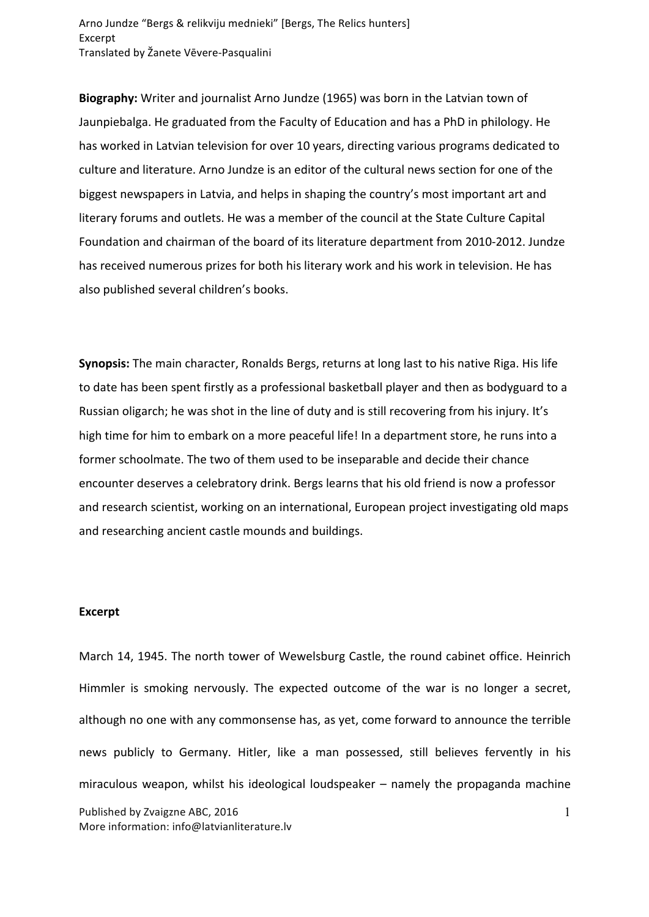Arno Jundze "Bergs & relikviju mednieki" [Bergs, The Relics hunters]
Excerpt
Translated by Žanete Vēvere-Pasqualini

**Biography:** Writer and journalist Arno Jundze (1965) was born in the Latvian town of Jaunpiebalga. He graduated from the Faculty of Education and has a PhD in philology. He has worked in Latvian television for over 10 years, directing various programs dedicated to culture and literature. Arno Jundze is an editor of the cultural news section for one of the biggest newspapers in Latvia, and helps in shaping the country's most important art and literary forums and outlets. He was a member of the council at the State Culture Capital Foundation and chairman of the board of its literature department from 2010-2012. Jundze has received numerous prizes for both his literary work and his work in television. He has also published several children's books.

**Synopsis:** The main character, Ronalds Bergs, returns at long last to his native Riga. His life to date has been spent firstly as a professional basketball player and then as bodyguard to a Russian oligarch; he was shot in the line of duty and is still recovering from his injury. It's high time for him to embark on a more peaceful life! In a department store, he runs into a former schoolmate. The two of them used to be inseparable and decide their chance encounter deserves a celebratory drink. Bergs learns that his old friend is now a professor and research scientist, working on an international, European project investigating old maps and researching ancient castle mounds and buildings.

**Excerpt**

March 14, 1945. The north tower of Wewelsburg Castle, the round cabinet office. Heinrich Himmler is smoking nervously. The expected outcome of the war is no longer a secret, although no one with any commonsense has, as yet, come forward to announce the terrible news publicly to Germany. Hitler, like a man possessed, still believes fervently in his miraculous weapon, whilst his ideological loudspeaker – namely the propaganda machine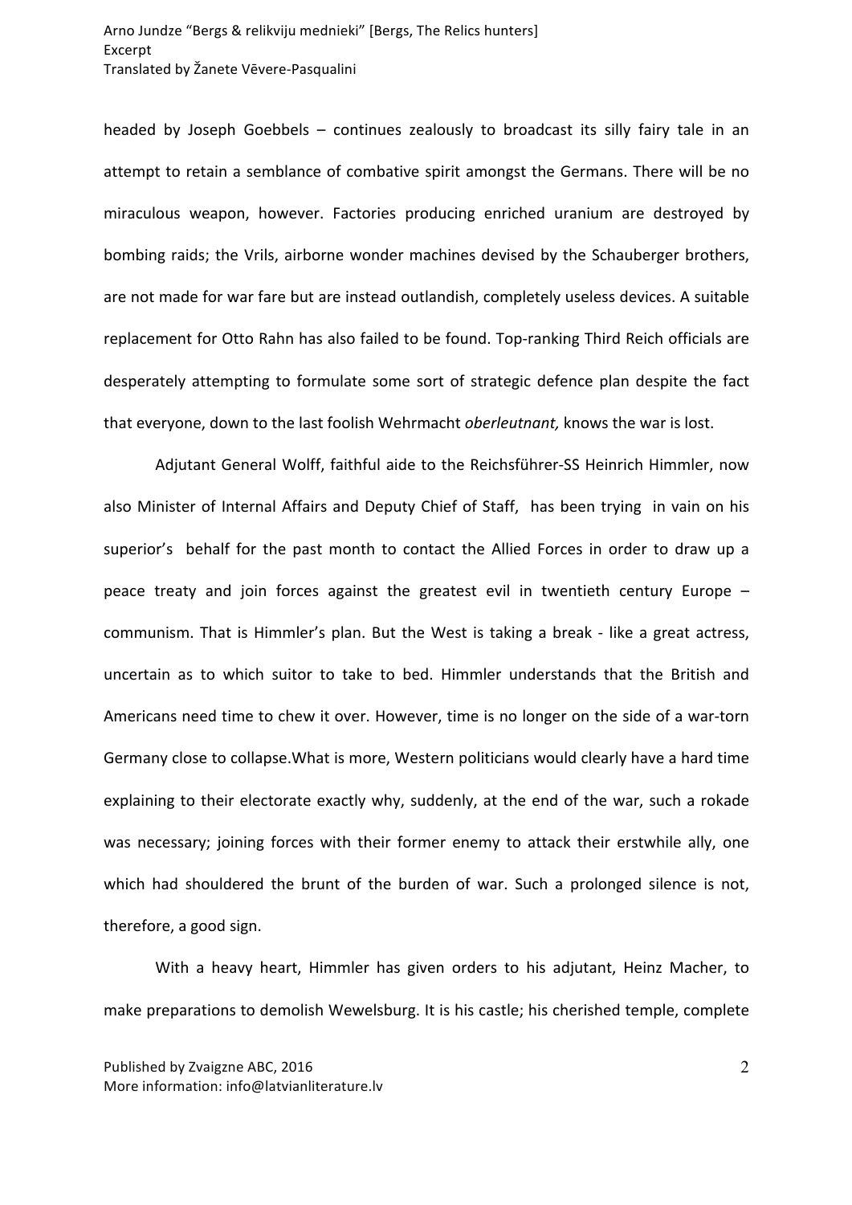headed by Joseph Goebbels – continues zealously to broadcast its silly fairy tale in an attempt to retain a semblance of combative spirit amongst the Germans. There will be no miraculous weapon, however. Factories producing enriched uranium are destroyed by bombing raids; the Vrils, airborne wonder machines devised by the Schauberger brothers, are not made for war fare but are instead outlandish, completely useless devices. A suitable replacement for Otto Rahn has also failed to be found. Top-ranking Third Reich officials are desperately attempting to formulate some sort of strategic defence plan despite the fact that everyone, down to the last foolish Wehrmacht *oberleutnant,* knows the war is lost.

Adjutant General Wolff, faithful aide to the Reichsführer-SS Heinrich Himmler, now also Minister of Internal Affairs and Deputy Chief of Staff, has been trying in vain on his superior's behalf for the past month to contact the Allied Forces in order to draw up a peace treaty and join forces against the greatest evil in twentieth century Europe – communism. That is Himmler's plan. But the West is taking a break - like a great actress, uncertain as to which suitor to take to bed. Himmler understands that the British and Americans need time to chew it over. However, time is no longer on the side of a war-torn Germany close to collapse.What is more, Western politicians would clearly have a hard time explaining to their electorate exactly why, suddenly, at the end of the war, such a rokade was necessary; joining forces with their former enemy to attack their erstwhile ally, one which had shouldered the brunt of the burden of war. Such a prolonged silence is not, therefore, a good sign.

With a heavy heart, Himmler has given orders to his adjutant, Heinz Macher, to make preparations to demolish Wewelsburg. It is his castle; his cherished temple, complete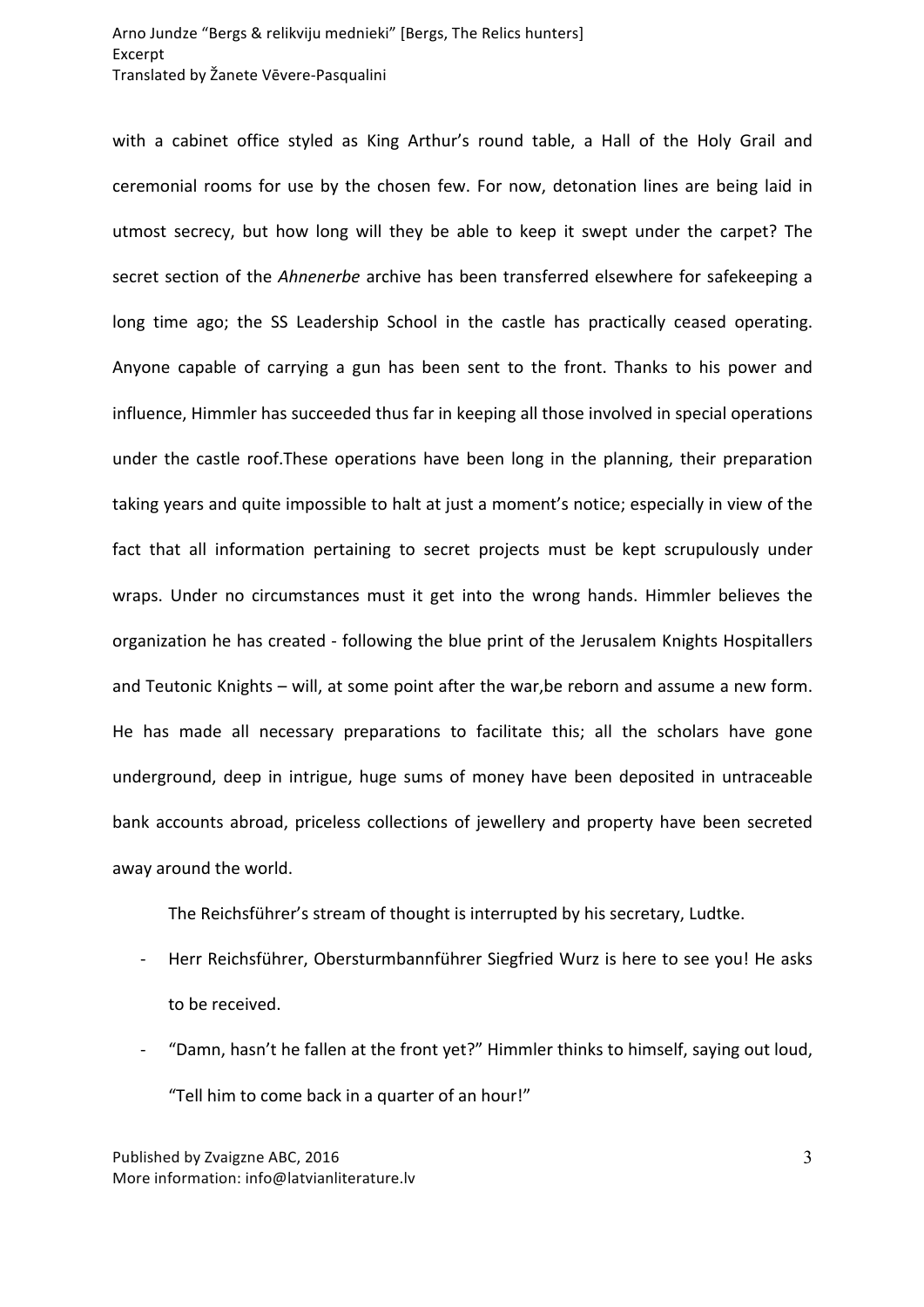with a cabinet office styled as King Arthur's round table, a Hall of the Holy Grail and ceremonial rooms for use by the chosen few. For now, detonation lines are being laid in utmost secrecy, but how long will they be able to keep it swept under the carpet? The secret section of the *Ahnenerbe* archive has been transferred elsewhere for safekeeping a long time ago; the SS Leadership School in the castle has practically ceased operating. Anyone capable of carrying a gun has been sent to the front. Thanks to his power and influence, Himmler has succeeded thus far in keeping all those involved in special operations under the castle roof.These operations have been long in the planning, their preparation taking years and quite impossible to halt at just a moment's notice; especially in view of the fact that all information pertaining to secret projects must be kept scrupulously under wraps. Under no circumstances must it get into the wrong hands. Himmler believes the organization he has created - following the blue print of the Jerusalem Knights Hospitallers and Teutonic Knights – will, at some point after the war,be reborn and assume a new form. He has made all necessary preparations to facilitate this; all the scholars have gone underground, deep in intrigue, huge sums of money have been deposited in untraceable bank accounts abroad, priceless collections of jewellery and property have been secreted away around the world.

The Reichsführer's stream of thought is interrupted by his secretary, Ludtke.

- Herr Reichsführer, Obersturmbannführer Siegfried Wurz is here to see you! He asks to be received.
- "Damn, hasn't he fallen at the front yet?" Himmler thinks to himself, saying out loud, "Tell him to come back in a quarter of an hour!"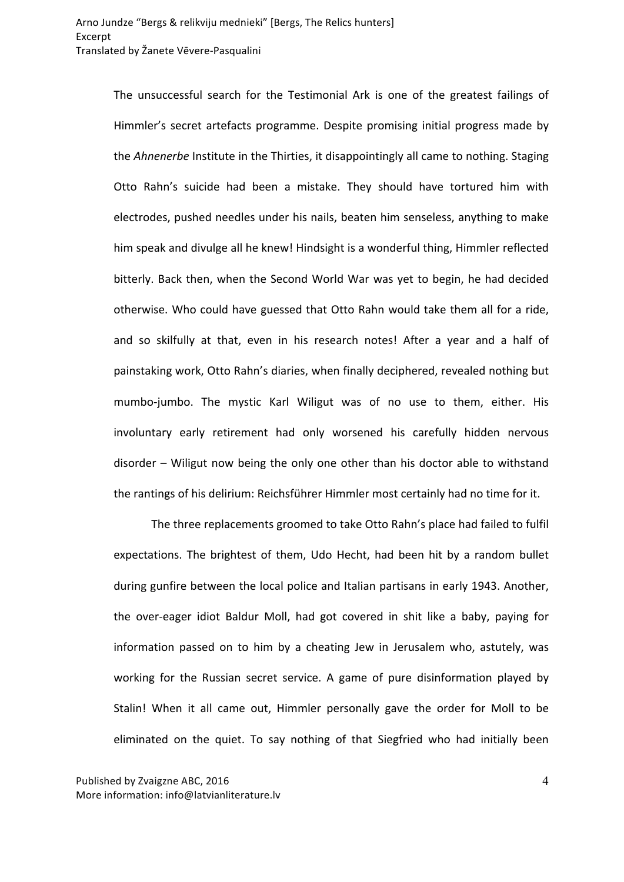The unsuccessful search for the Testimonial Ark is one of the greatest failings of Himmler's secret artefacts programme. Despite promising initial progress made by the *Ahnenerbe* Institute in the Thirties, it disappointingly all came to nothing. Staging Otto Rahn's suicide had been a mistake. They should have tortured him with electrodes, pushed needles under his nails, beaten him senseless, anything to make him speak and divulge all he knew! Hindsight is a wonderful thing, Himmler reflected bitterly. Back then, when the Second World War was yet to begin, he had decided otherwise. Who could have guessed that Otto Rahn would take them all for a ride, and so skilfully at that, even in his research notes! After a year and a half of painstaking work, Otto Rahn's diaries, when finally deciphered, revealed nothing but mumbo-jumbo. The mystic Karl Wiligut was of no use to them, either. His involuntary early retirement had only worsened his carefully hidden nervous disorder – Wiligut now being the only one other than his doctor able to withstand the rantings of his delirium: Reichsführer Himmler most certainly had no time for it.

The three replacements groomed to take Otto Rahn's place had failed to fulfil expectations. The brightest of them, Udo Hecht, had been hit by a random bullet during gunfire between the local police and Italian partisans in early 1943. Another, the over-eager idiot Baldur Moll, had got covered in shit like a baby, paying for information passed on to him by a cheating Jew in Jerusalem who, astutely, was working for the Russian secret service. A game of pure disinformation played by Stalin! When it all came out, Himmler personally gave the order for Moll to be eliminated on the quiet. To say nothing of that Siegfried who had initially been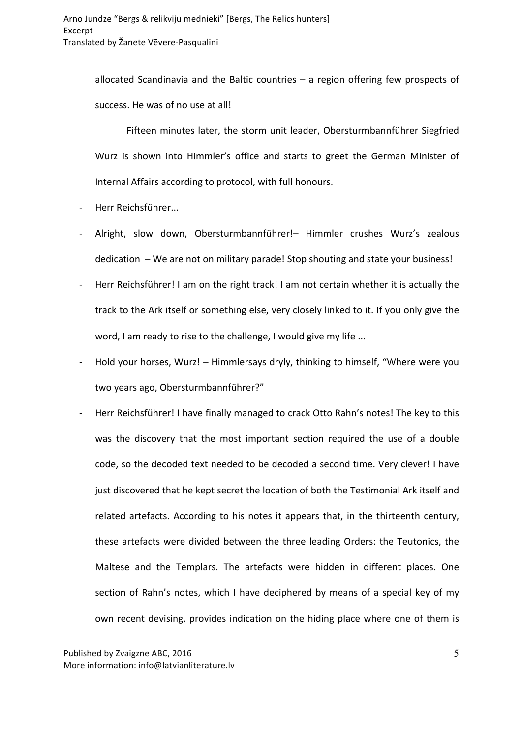allocated Scandinavia and the Baltic countries – a region offering few prospects of success. He was of no use at all!

Fifteen minutes later, the storm unit leader, Obersturmbannführer Siegfried Wurz is shown into Himmler's office and starts to greet the German Minister of Internal Affairs according to protocol, with full honours.

- Herr Reichsführer...
- Alright, slow down, Obersturmbannführer!– Himmler crushes Wurz's zealous dedication – We are not on military parade! Stop shouting and state your business!
- Herr Reichsführer! I am on the right track! I am not certain whether it is actually the track to the Ark itself or something else, very closely linked to it. If you only give the word, I am ready to rise to the challenge, I would give my life ...
- Hold your horses, Wurz! – Himmlersays dryly, thinking to himself, "Where were you two years ago, Obersturmbannführer?"
- Herr Reichsführer! I have finally managed to crack Otto Rahn's notes! The key to this was the discovery that the most important section required the use of a double code, so the decoded text needed to be decoded a second time. Very clever! I have just discovered that he kept secret the location of both the Testimonial Ark itself and related artefacts. According to his notes it appears that, in the thirteenth century, these artefacts were divided between the three leading Orders: the Teutonics, the Maltese and the Templars. The artefacts were hidden in different places. One section of Rahn's notes, which I have deciphered by means of a special key of my own recent devising, provides indication on the hiding place where one of them is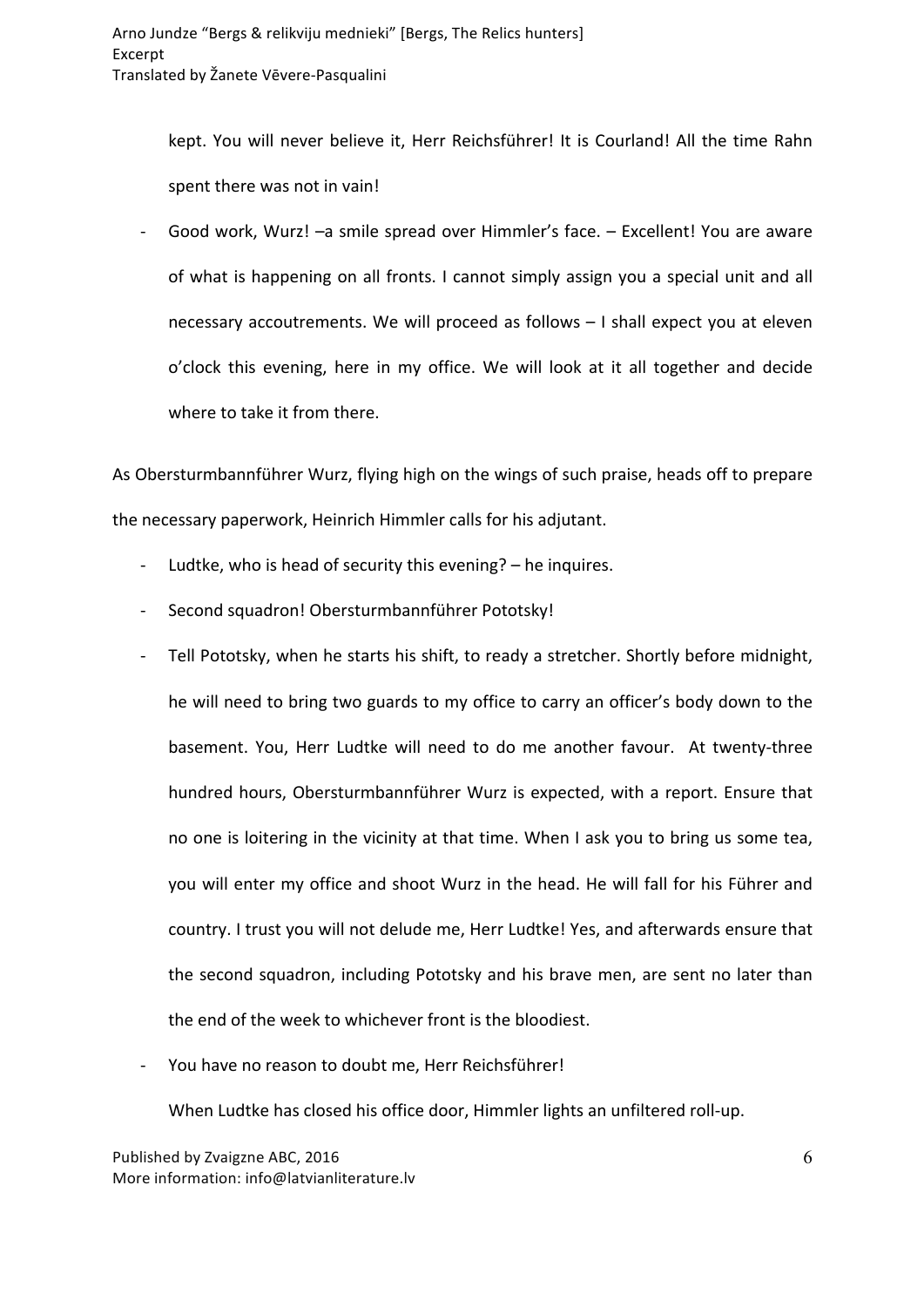kept. You will never believe it, Herr Reichsführer! It is Courland! All the time Rahn spent there was not in vain!

- Good work, Wurz! –a smile spread over Himmler's face. – Excellent! You are aware of what is happening on all fronts. I cannot simply assign you a special unit and all necessary accoutrements. We will proceed as follows – I shall expect you at eleven o'clock this evening, here in my office. We will look at it all together and decide where to take it from there.

As Obersturmbannführer Wurz, flying high on the wings of such praise, heads off to prepare the necessary paperwork, Heinrich Himmler calls for his adjutant.

- Ludtke, who is head of security this evening? – he inquires.
- Second squadron! Obersturmbannführer Pototsky!
- Tell Pototsky, when he starts his shift, to ready a stretcher. Shortly before midnight, he will need to bring two guards to my office to carry an officer's body down to the basement. You, Herr Ludtke will need to do me another favour. At twenty-three hundred hours, Obersturmbannführer Wurz is expected, with a report. Ensure that no one is loitering in the vicinity at that time. When I ask you to bring us some tea, you will enter my office and shoot Wurz in the head. He will fall for his Führer and country. I trust you will not delude me, Herr Ludtke! Yes, and afterwards ensure that the second squadron, including Pototsky and his brave men, are sent no later than the end of the week to whichever front is the bloodiest.
- You have no reason to doubt me, Herr Reichsführer!

When Ludtke has closed his office door, Himmler lights an unfiltered roll-up.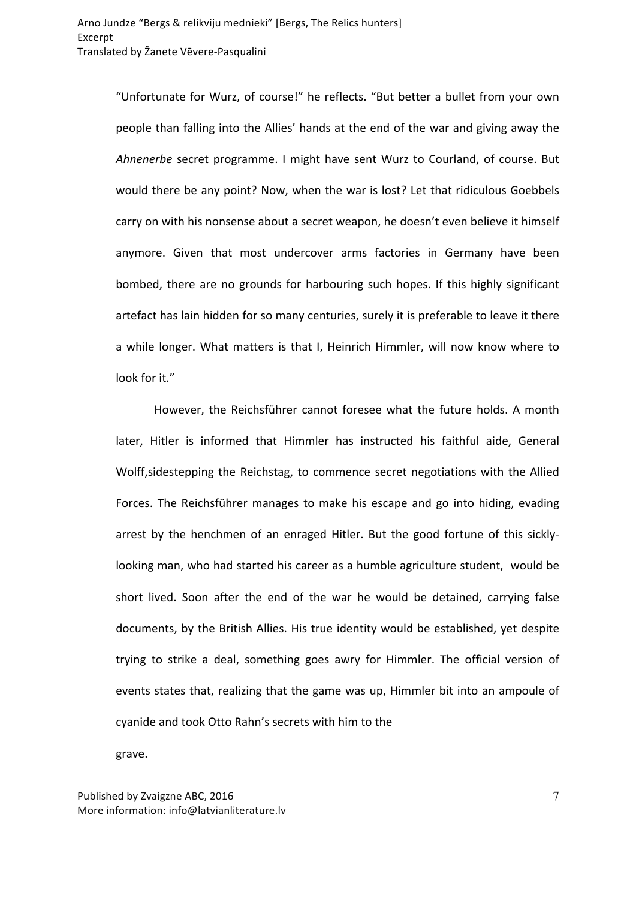"Unfortunate for Wurz, of course!" he reflects. "But better a bullet from your own people than falling into the Allies' hands at the end of the war and giving away the *Ahnenerbe* secret programme. I might have sent Wurz to Courland, of course. But would there be any point? Now, when the war is lost? Let that ridiculous Goebbels carry on with his nonsense about a secret weapon, he doesn't even believe it himself anymore. Given that most undercover arms factories in Germany have been bombed, there are no grounds for harbouring such hopes. If this highly significant artefact has lain hidden for so many centuries, surely it is preferable to leave it there a while longer. What matters is that I, Heinrich Himmler, will now know where to look for it."

However, the Reichsführer cannot foresee what the future holds. A month later, Hitler is informed that Himmler has instructed his faithful aide, General Wolff,sidestepping the Reichstag, to commence secret negotiations with the Allied Forces. The Reichsführer manages to make his escape and go into hiding, evading arrest by the henchmen of an enraged Hitler. But the good fortune of this sickly-looking man, who had started his career as a humble agriculture student, would be short lived. Soon after the end of the war he would be detained, carrying false documents, by the British Allies. His true identity would be established, yet despite trying to strike a deal, something goes awry for Himmler. The official version of events states that, realizing that the game was up, Himmler bit into an ampoule of cyanide and took Otto Rahn's secrets with him to the grave.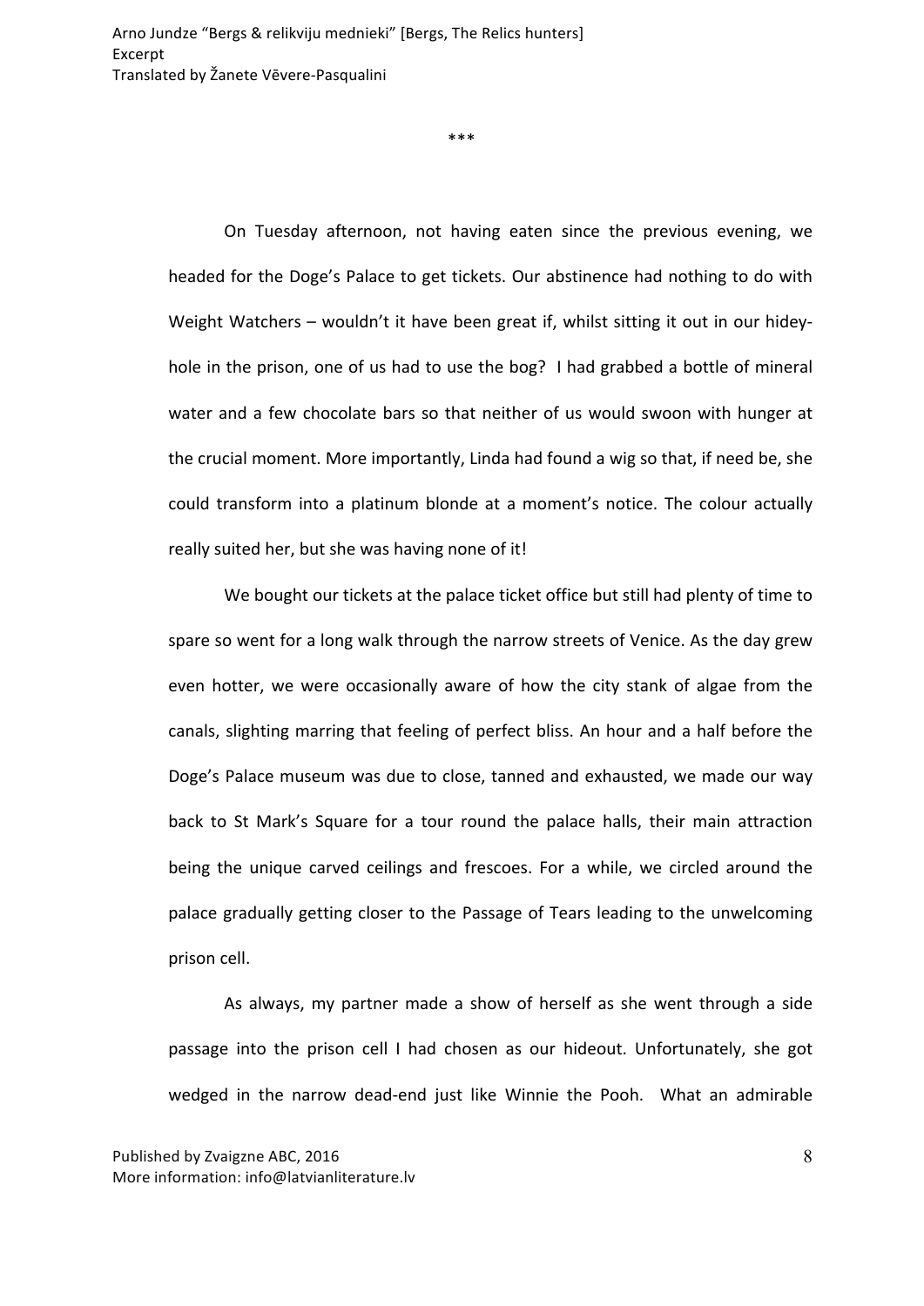\*\*\*

On Tuesday afternoon, not having eaten since the previous evening, we headed for the Doge's Palace to get tickets. Our abstinence had nothing to do with Weight Watchers – wouldn't it have been great if, whilst sitting it out in our hidey-hole in the prison, one of us had to use the bog? I had grabbed a bottle of mineral water and a few chocolate bars so that neither of us would swoon with hunger at the crucial moment. More importantly, Linda had found a wig so that, if need be, she could transform into a platinum blonde at a moment's notice. The colour actually really suited her, but she was having none of it!

We bought our tickets at the palace ticket office but still had plenty of time to spare so went for a long walk through the narrow streets of Venice. As the day grew even hotter, we were occasionally aware of how the city stank of algae from the canals, slighting marring that feeling of perfect bliss. An hour and a half before the Doge's Palace museum was due to close, tanned and exhausted, we made our way back to St Mark's Square for a tour round the palace halls, their main attraction being the unique carved ceilings and frescoes. For a while, we circled around the palace gradually getting closer to the Passage of Tears leading to the unwelcoming prison cell.

As always, my partner made a show of herself as she went through a side passage into the prison cell I had chosen as our hideout. Unfortunately, she got wedged in the narrow dead-end just like Winnie the Pooh. What an admirable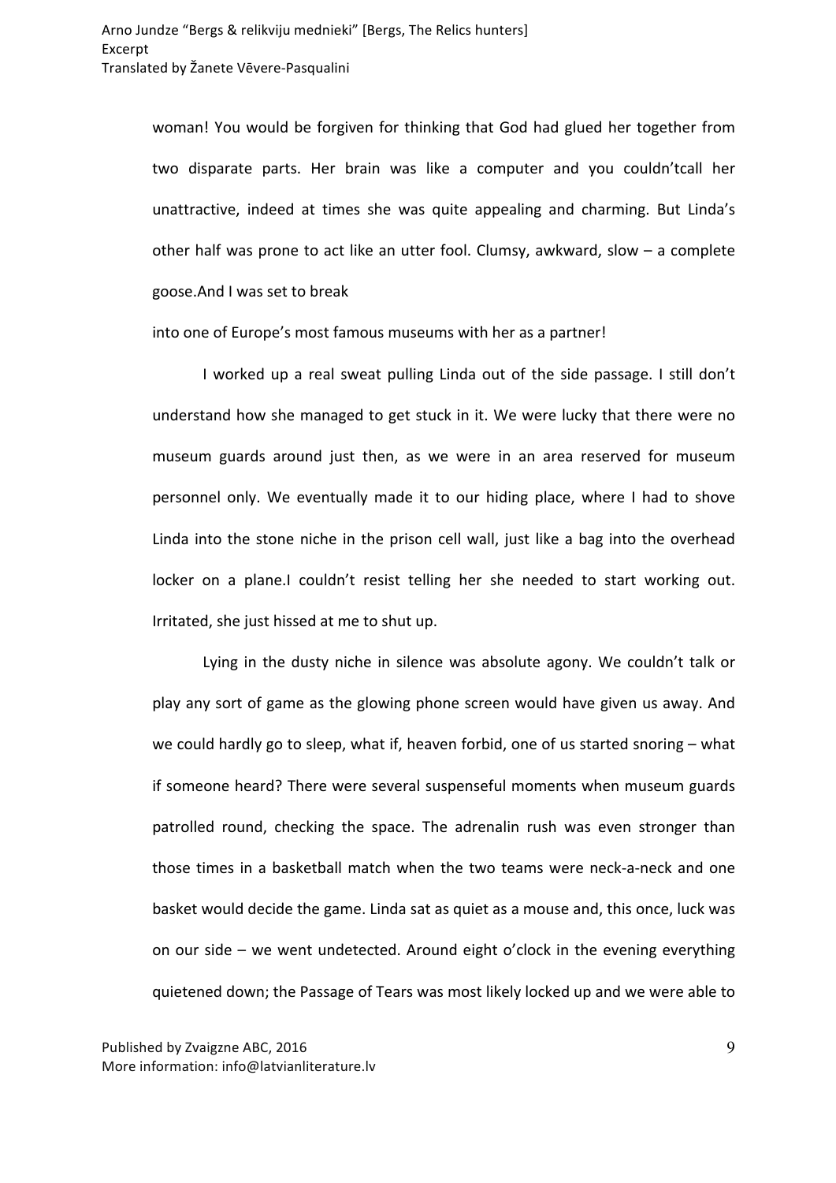woman! You would be forgiven for thinking that God had glued her together from two disparate parts. Her brain was like a computer and you couldn'tcall her unattractive, indeed at times she was quite appealing and charming. But Linda's other half was prone to act like an utter fool. Clumsy, awkward, slow – a complete goose.And I was set to break

into one of Europe's most famous museums with her as a partner!

I worked up a real sweat pulling Linda out of the side passage. I still don't understand how she managed to get stuck in it. We were lucky that there were no museum guards around just then, as we were in an area reserved for museum personnel only. We eventually made it to our hiding place, where I had to shove Linda into the stone niche in the prison cell wall, just like a bag into the overhead locker on a plane.I couldn't resist telling her she needed to start working out. Irritated, she just hissed at me to shut up.

Lying in the dusty niche in silence was absolute agony. We couldn't talk or play any sort of game as the glowing phone screen would have given us away. And we could hardly go to sleep, what if, heaven forbid, one of us started snoring – what if someone heard? There were several suspenseful moments when museum guards patrolled round, checking the space. The adrenalin rush was even stronger than those times in a basketball match when the two teams were neck-a-neck and one basket would decide the game. Linda sat as quiet as a mouse and, this once, luck was on our side – we went undetected. Around eight o'clock in the evening everything quietened down; the Passage of Tears was most likely locked up and we were able to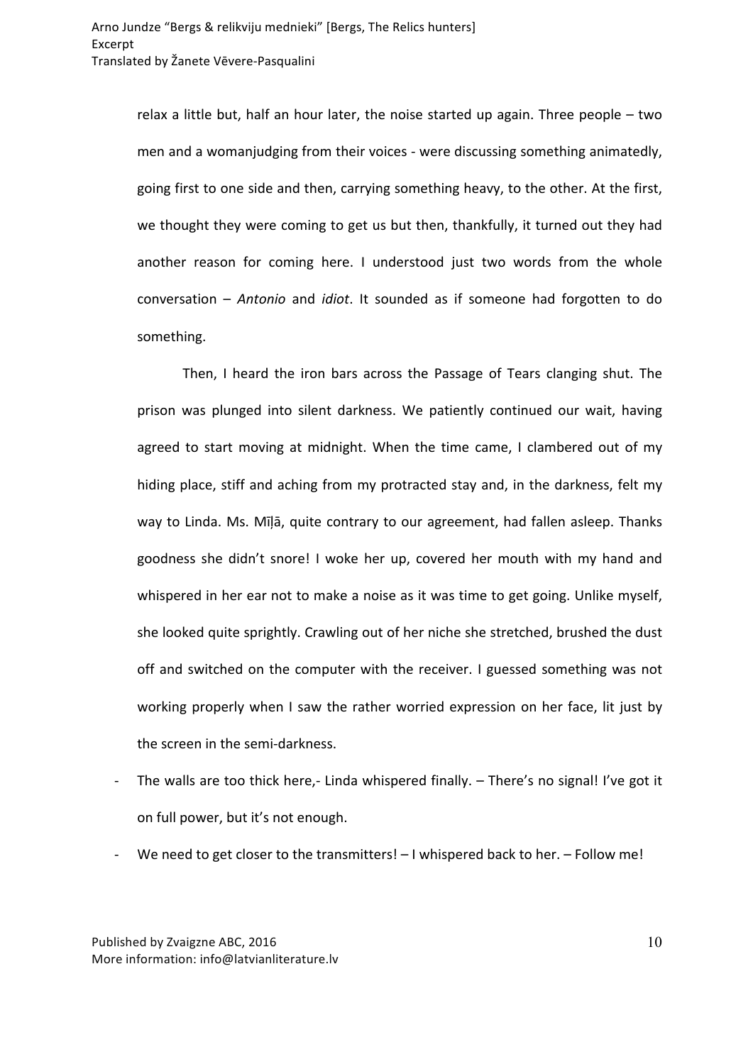relax a little but, half an hour later, the noise started up again. Three people – two men and a womanjudging from their voices - were discussing something animatedly, going first to one side and then, carrying something heavy, to the other. At the first, we thought they were coming to get us but then, thankfully, it turned out they had another reason for coming here. I understood just two words from the whole conversation – *Antonio* and *idiot*. It sounded as if someone had forgotten to do something.

Then, I heard the iron bars across the Passage of Tears clanging shut. The prison was plunged into silent darkness. We patiently continued our wait, having agreed to start moving at midnight. When the time came, I clambered out of my hiding place, stiff and aching from my protracted stay and, in the darkness, felt my way to Linda. Ms. Mīļā, quite contrary to our agreement, had fallen asleep. Thanks goodness she didn't snore! I woke her up, covered her mouth with my hand and whispered in her ear not to make a noise as it was time to get going. Unlike myself, she looked quite sprightly. Crawling out of her niche she stretched, brushed the dust off and switched on the computer with the receiver. I guessed something was not working properly when I saw the rather worried expression on her face, lit just by the screen in the semi-darkness.

- The walls are too thick here,- Linda whispered finally. – There's no signal! I've got it on full power, but it's not enough.
- We need to get closer to the transmitters! – I whispered back to her. – Follow me!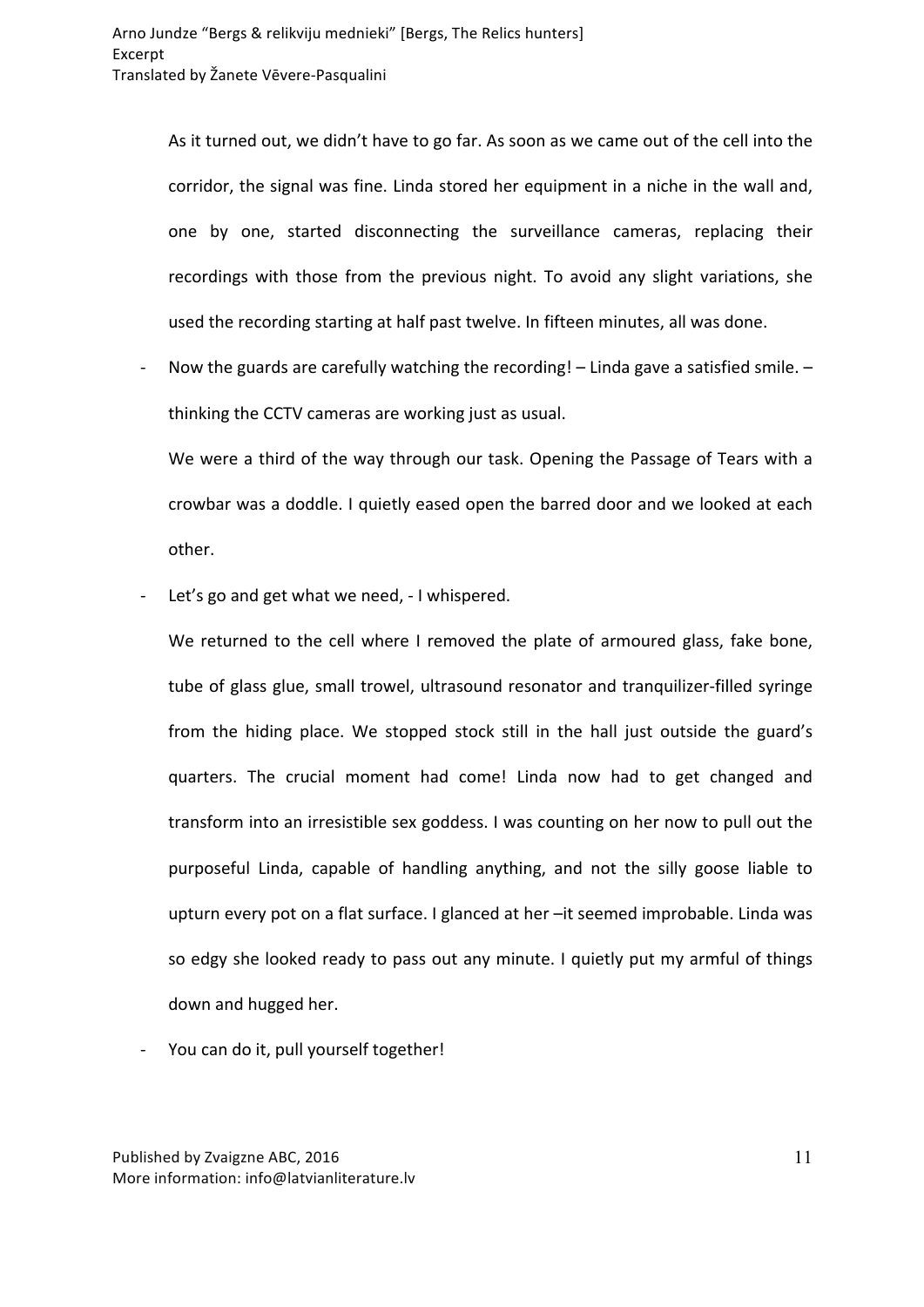As it turned out, we didn't have to go far. As soon as we came out of the cell into the corridor, the signal was fine. Linda stored her equipment in a niche in the wall and, one by one, started disconnecting the surveillance cameras, replacing their recordings with those from the previous night. To avoid any slight variations, she used the recording starting at half past twelve. In fifteen minutes, all was done.

- Now the guards are carefully watching the recording! – Linda gave a satisfied smile. – thinking the CCTV cameras are working just as usual.

  We were a third of the way through our task. Opening the Passage of Tears with a crowbar was a doddle. I quietly eased open the barred door and we looked at each other.

- Let's go and get what we need, - I whispered.

  We returned to the cell where I removed the plate of armoured glass, fake bone, tube of glass glue, small trowel, ultrasound resonator and tranquilizer-filled syringe from the hiding place. We stopped stock still in the hall just outside the guard's quarters. The crucial moment had come! Linda now had to get changed and transform into an irresistible sex goddess. I was counting on her now to pull out the purposeful Linda, capable of handling anything, and not the silly goose liable to upturn every pot on a flat surface. I glanced at her –it seemed improbable. Linda was so edgy she looked ready to pass out any minute. I quietly put my armful of things down and hugged her.

- You can do it, pull yourself together!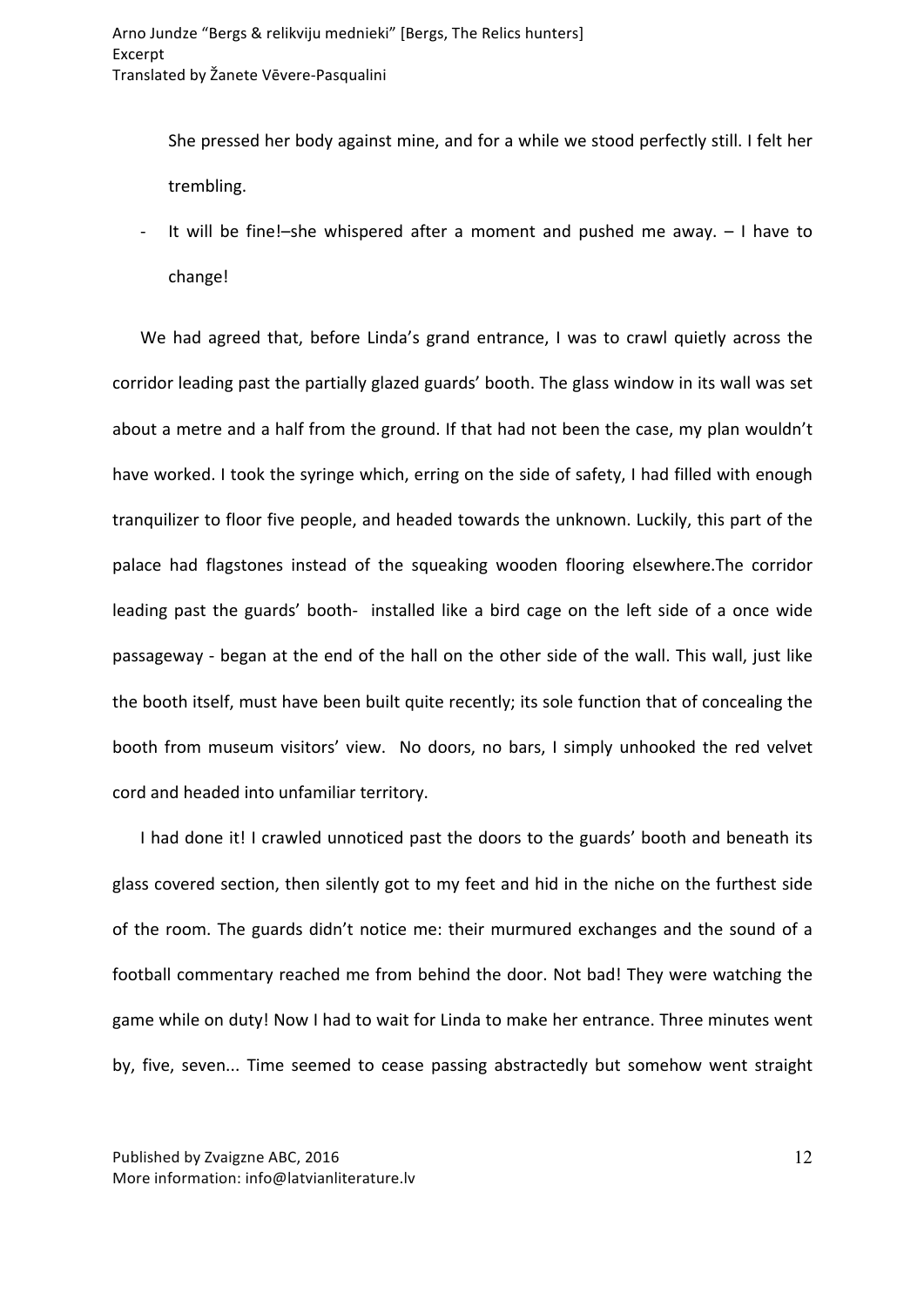She pressed her body against mine, and for a while we stood perfectly still. I felt her trembling.

- It will be fine!–she whispered after a moment and pushed me away. – I have to change!

We had agreed that, before Linda's grand entrance, I was to crawl quietly across the corridor leading past the partially glazed guards' booth. The glass window in its wall was set about a metre and a half from the ground. If that had not been the case, my plan wouldn't have worked. I took the syringe which, erring on the side of safety, I had filled with enough tranquilizer to floor five people, and headed towards the unknown. Luckily, this part of the palace had flagstones instead of the squeaking wooden flooring elsewhere.The corridor leading past the guards' booth- installed like a bird cage on the left side of a once wide passageway - began at the end of the hall on the other side of the wall. This wall, just like the booth itself, must have been built quite recently; its sole function that of concealing the booth from museum visitors' view. No doors, no bars, I simply unhooked the red velvet cord and headed into unfamiliar territory.

I had done it! I crawled unnoticed past the doors to the guards' booth and beneath its glass covered section, then silently got to my feet and hid in the niche on the furthest side of the room. The guards didn't notice me: their murmured exchanges and the sound of a football commentary reached me from behind the door. Not bad! They were watching the game while on duty! Now I had to wait for Linda to make her entrance. Three minutes went by, five, seven... Time seemed to cease passing abstractedly but somehow went straight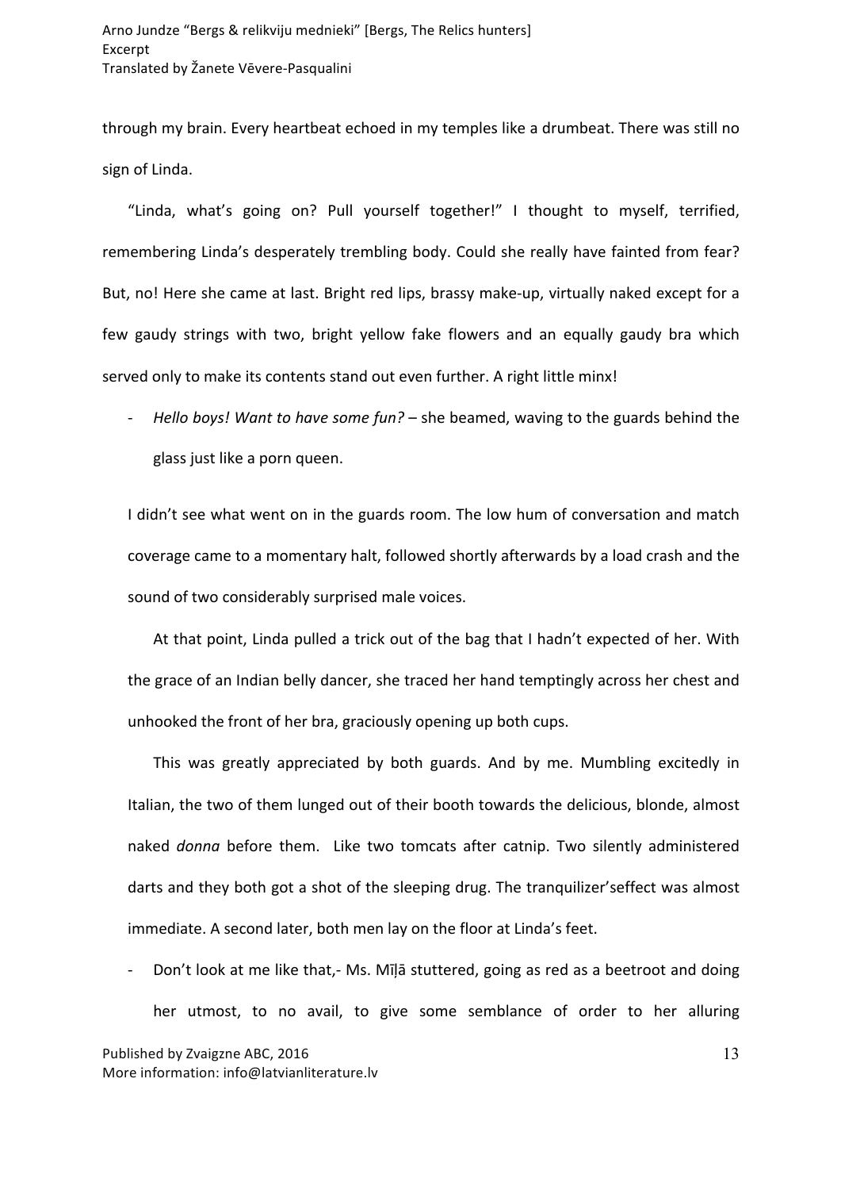through my brain. Every heartbeat echoed in my temples like a drumbeat. There was still no sign of Linda.

"Linda, what's going on? Pull yourself together!" I thought to myself, terrified, remembering Linda's desperately trembling body. Could she really have fainted from fear? But, no! Here she came at last. Bright red lips, brassy make-up, virtually naked except for a few gaudy strings with two, bright yellow fake flowers and an equally gaudy bra which served only to make its contents stand out even further. A right little minx!

- *Hello boys! Want to have some fun?* – she beamed, waving to the guards behind the glass just like a porn queen.

I didn't see what went on in the guards room. The low hum of conversation and match coverage came to a momentary halt, followed shortly afterwards by a load crash and the sound of two considerably surprised male voices.

At that point, Linda pulled a trick out of the bag that I hadn't expected of her. With the grace of an Indian belly dancer, she traced her hand temptingly across her chest and unhooked the front of her bra, graciously opening up both cups.

This was greatly appreciated by both guards. And by me. Mumbling excitedly in Italian, the two of them lunged out of their booth towards the delicious, blonde, almost naked *donna* before them. Like two tomcats after catnip. Two silently administered darts and they both got a shot of the sleeping drug. The tranquilizer'seffect was almost immediate. A second later, both men lay on the floor at Linda's feet.

- Don't look at me like that,- Ms. Mīļā stuttered, going as red as a beetroot and doing her utmost, to no avail, to give some semblance of order to her alluring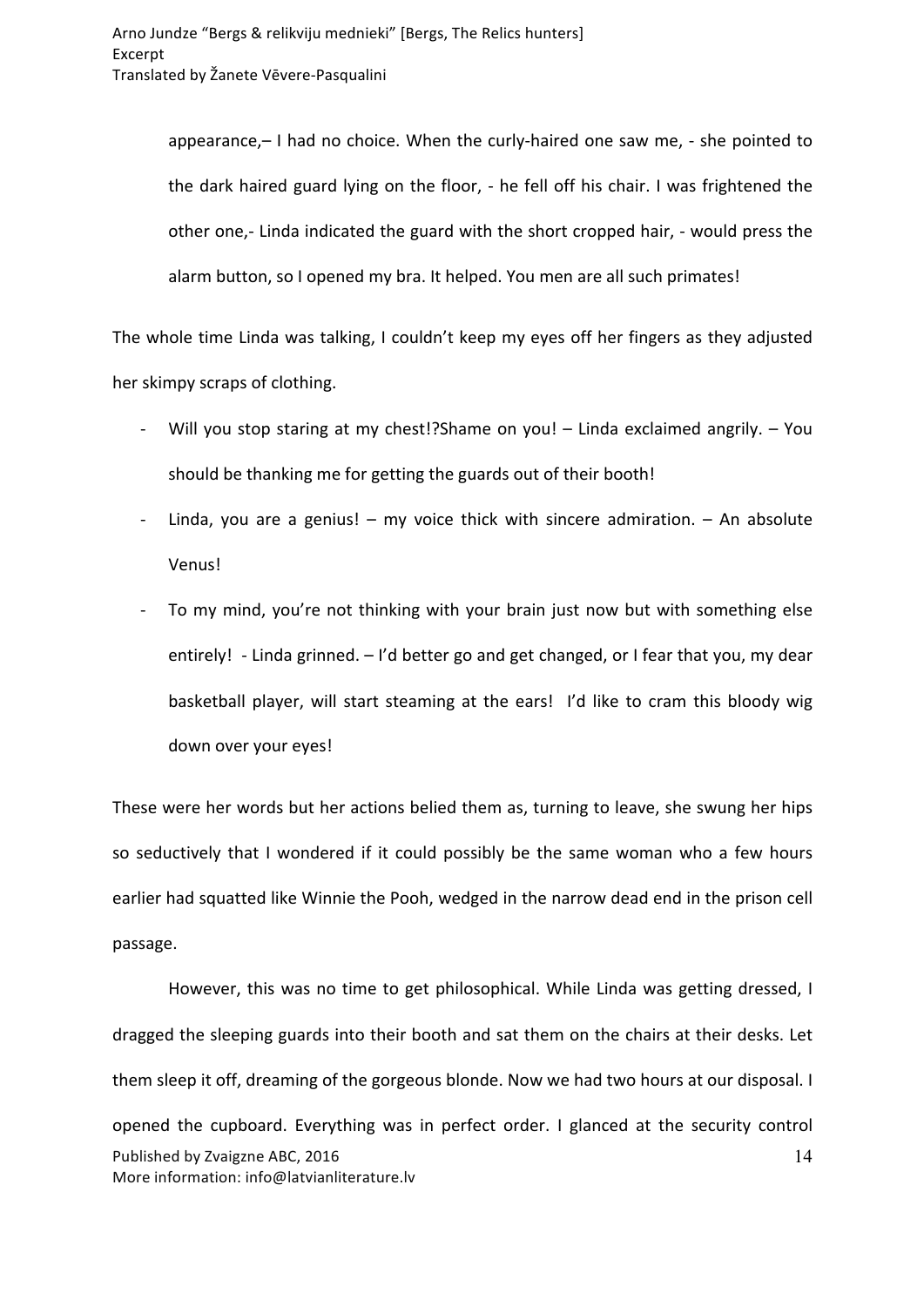appearance,– I had no choice. When the curly-haired one saw me, - she pointed to the dark haired guard lying on the floor, - he fell off his chair. I was frightened the other one,- Linda indicated the guard with the short cropped hair, - would press the alarm button, so I opened my bra. It helped. You men are all such primates!

The whole time Linda was talking, I couldn't keep my eyes off her fingers as they adjusted her skimpy scraps of clothing.

- Will you stop staring at my chest!?Shame on you! – Linda exclaimed angrily. – You should be thanking me for getting the guards out of their booth!
- Linda, you are a genius! – my voice thick with sincere admiration. – An absolute Venus!
- To my mind, you're not thinking with your brain just now but with something else entirely! - Linda grinned. – I'd better go and get changed, or I fear that you, my dear basketball player, will start steaming at the ears! I'd like to cram this bloody wig down over your eyes!

These were her words but her actions belied them as, turning to leave, she swung her hips so seductively that I wondered if it could possibly be the same woman who a few hours earlier had squatted like Winnie the Pooh, wedged in the narrow dead end in the prison cell passage.

However, this was no time to get philosophical. While Linda was getting dressed, I dragged the sleeping guards into their booth and sat them on the chairs at their desks. Let them sleep it off, dreaming of the gorgeous blonde. Now we had two hours at our disposal. I opened the cupboard. Everything was in perfect order. I glanced at the security control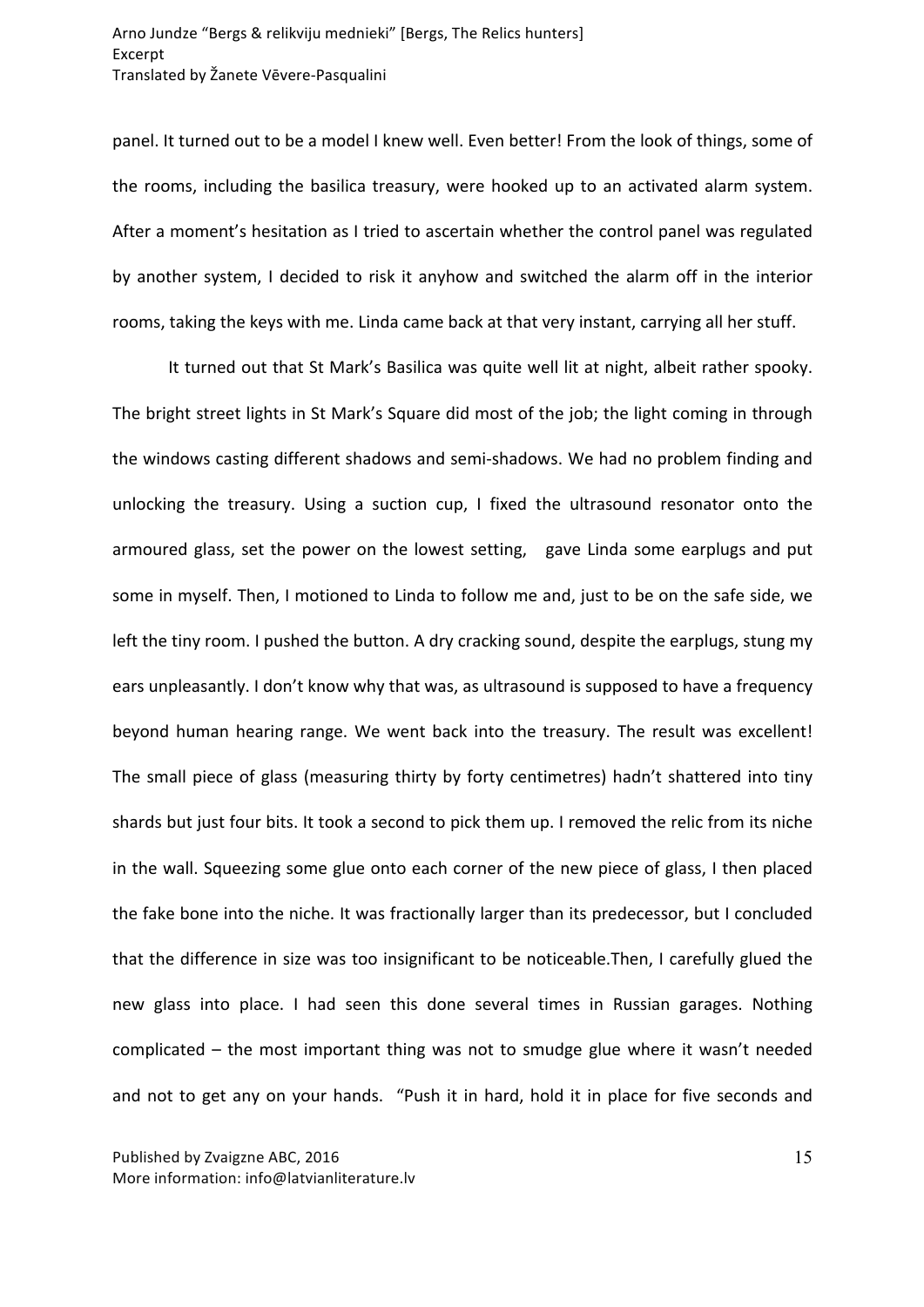panel. It turned out to be a model I knew well. Even better! From the look of things, some of the rooms, including the basilica treasury, were hooked up to an activated alarm system. After a moment's hesitation as I tried to ascertain whether the control panel was regulated by another system, I decided to risk it anyhow and switched the alarm off in the interior rooms, taking the keys with me. Linda came back at that very instant, carrying all her stuff.

It turned out that St Mark's Basilica was quite well lit at night, albeit rather spooky. The bright street lights in St Mark's Square did most of the job; the light coming in through the windows casting different shadows and semi-shadows. We had no problem finding and unlocking the treasury. Using a suction cup, I fixed the ultrasound resonator onto the armoured glass, set the power on the lowest setting, gave Linda some earplugs and put some in myself. Then, I motioned to Linda to follow me and, just to be on the safe side, we left the tiny room. I pushed the button. A dry cracking sound, despite the earplugs, stung my ears unpleasantly. I don't know why that was, as ultrasound is supposed to have a frequency beyond human hearing range. We went back into the treasury. The result was excellent! The small piece of glass (measuring thirty by forty centimetres) hadn't shattered into tiny shards but just four bits. It took a second to pick them up. I removed the relic from its niche in the wall. Squeezing some glue onto each corner of the new piece of glass, I then placed the fake bone into the niche. It was fractionally larger than its predecessor, but I concluded that the difference in size was too insignificant to be noticeable.Then, I carefully glued the new glass into place. I had seen this done several times in Russian garages. Nothing complicated – the most important thing was not to smudge glue where it wasn't needed and not to get any on your hands. "Push it in hard, hold it in place for five seconds and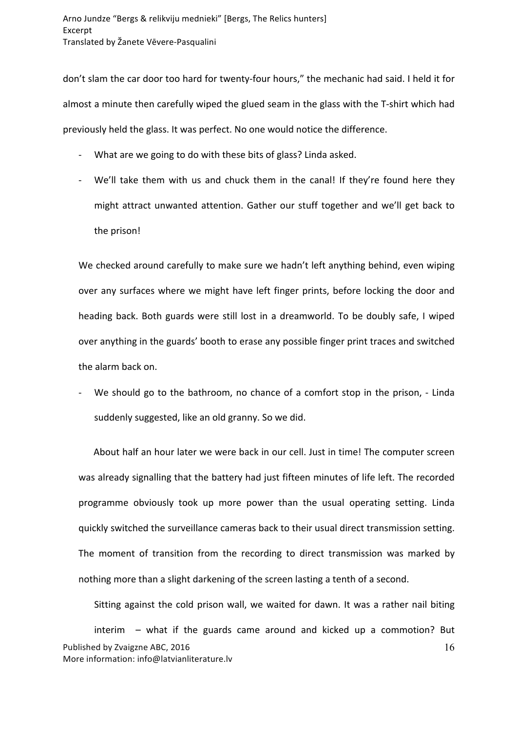don't slam the car door too hard for twenty-four hours," the mechanic had said. I held it for almost a minute then carefully wiped the glued seam in the glass with the T-shirt which had previously held the glass. It was perfect. No one would notice the difference.

- What are we going to do with these bits of glass? Linda asked.
- We'll take them with us and chuck them in the canal! If they're found here they might attract unwanted attention. Gather our stuff together and we'll get back to the prison!

We checked around carefully to make sure we hadn't left anything behind, even wiping over any surfaces where we might have left finger prints, before locking the door and heading back. Both guards were still lost in a dreamworld. To be doubly safe, I wiped over anything in the guards' booth to erase any possible finger print traces and switched the alarm back on.

- We should go to the bathroom, no chance of a comfort stop in the prison, - Linda suddenly suggested, like an old granny. So we did.

About half an hour later we were back in our cell. Just in time! The computer screen was already signalling that the battery had just fifteen minutes of life left. The recorded programme obviously took up more power than the usual operating setting. Linda quickly switched the surveillance cameras back to their usual direct transmission setting. The moment of transition from the recording to direct transmission was marked by nothing more than a slight darkening of the screen lasting a tenth of a second.

Sitting against the cold prison wall, we waited for dawn. It was a rather nail biting interim – what if the guards came around and kicked up a commotion? But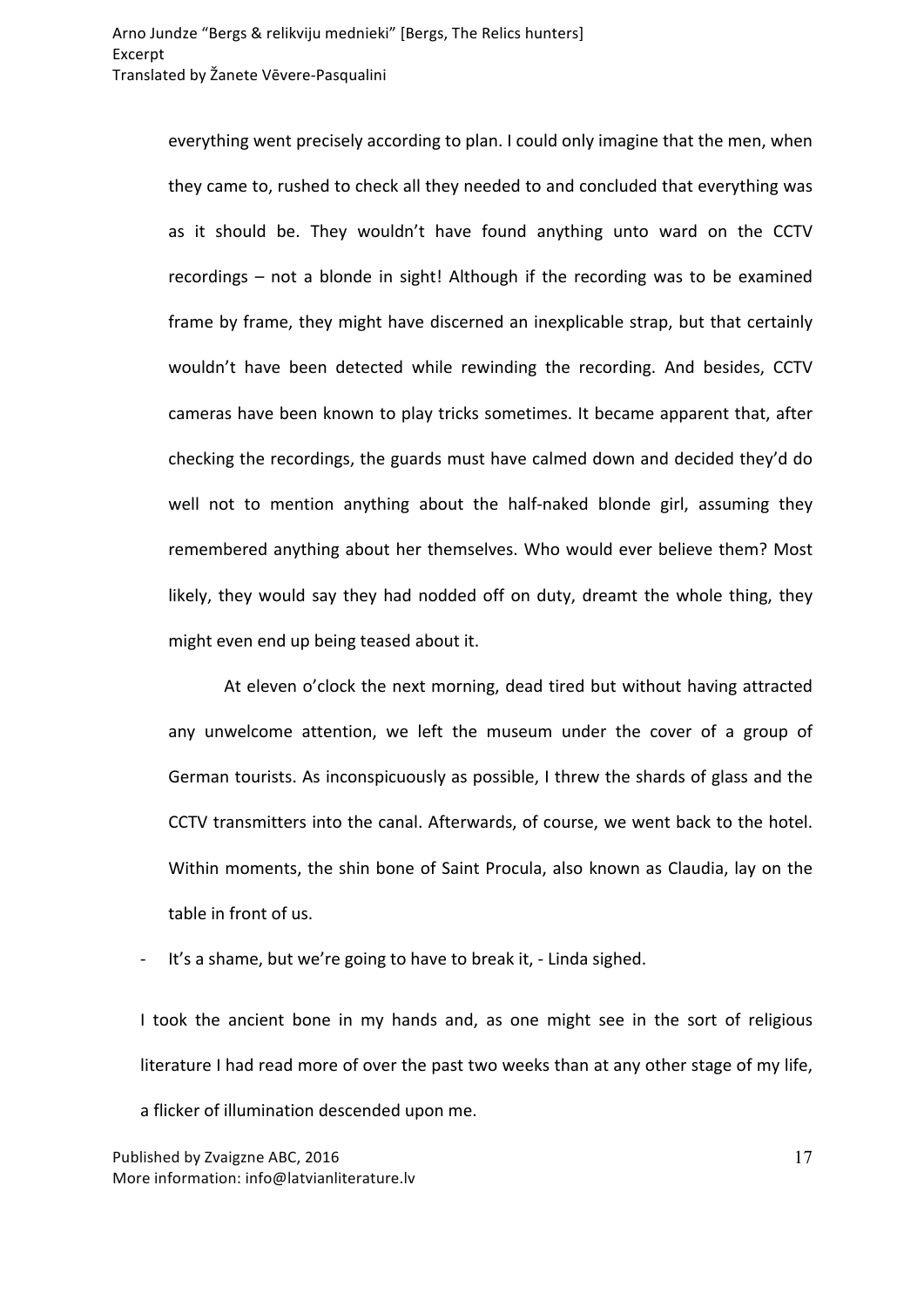everything went precisely according to plan. I could only imagine that the men, when they came to, rushed to check all they needed to and concluded that everything was as it should be. They wouldn't have found anything unto ward on the CCTV recordings – not a blonde in sight! Although if the recording was to be examined frame by frame, they might have discerned an inexplicable strap, but that certainly wouldn't have been detected while rewinding the recording. And besides, CCTV cameras have been known to play tricks sometimes. It became apparent that, after checking the recordings, the guards must have calmed down and decided they'd do well not to mention anything about the half-naked blonde girl, assuming they remembered anything about her themselves. Who would ever believe them? Most likely, they would say they had nodded off on duty, dreamt the whole thing, they might even end up being teased about it.

At eleven o'clock the next morning, dead tired but without having attracted any unwelcome attention, we left the museum under the cover of a group of German tourists. As inconspicuously as possible, I threw the shards of glass and the CCTV transmitters into the canal. Afterwards, of course, we went back to the hotel. Within moments, the shin bone of Saint Procula, also known as Claudia, lay on the table in front of us.

- It's a shame, but we're going to have to break it, - Linda sighed.

I took the ancient bone in my hands and, as one might see in the sort of religious literature I had read more of over the past two weeks than at any other stage of my life, a flicker of illumination descended upon me.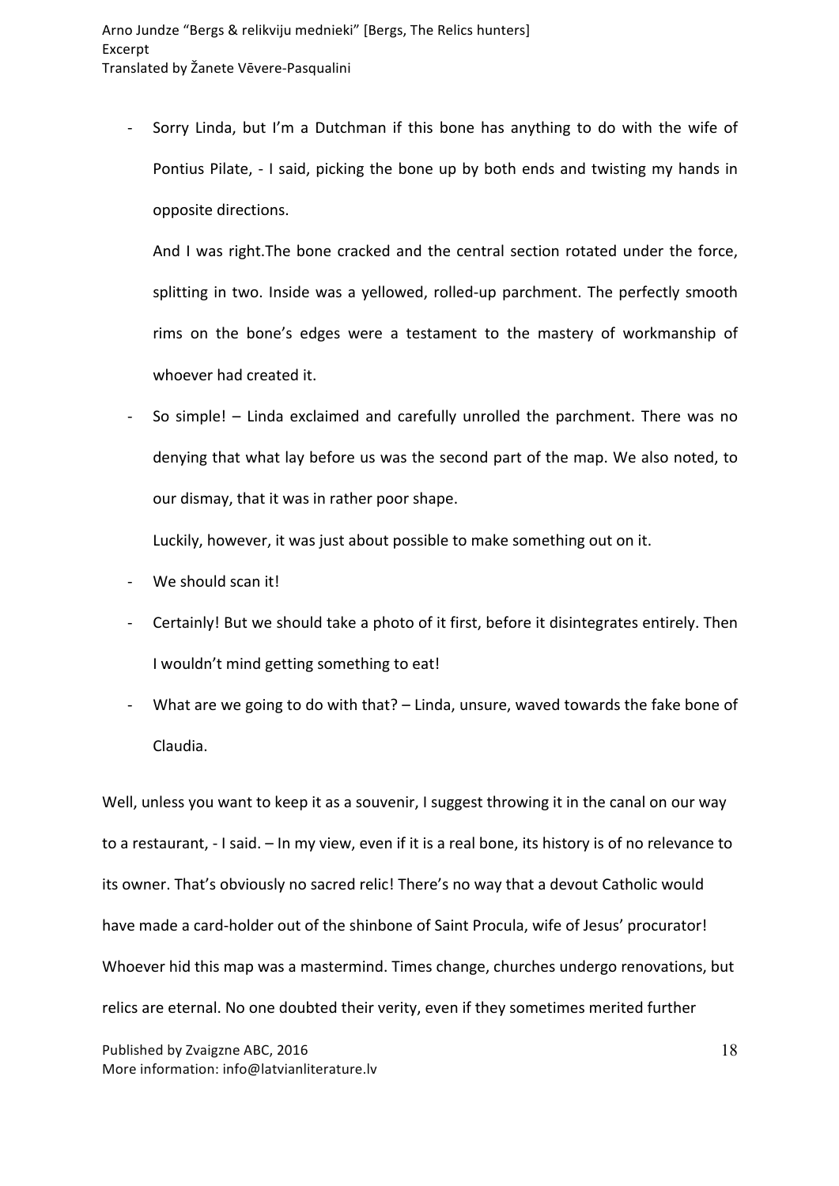- Sorry Linda, but I'm a Dutchman if this bone has anything to do with the wife of Pontius Pilate, - I said, picking the bone up by both ends and twisting my hands in opposite directions.

  And I was right.The bone cracked and the central section rotated under the force, splitting in two. Inside was a yellowed, rolled-up parchment. The perfectly smooth rims on the bone's edges were a testament to the mastery of workmanship of whoever had created it.

- So simple! – Linda exclaimed and carefully unrolled the parchment. There was no denying that what lay before us was the second part of the map. We also noted, to our dismay, that it was in rather poor shape.

  Luckily, however, it was just about possible to make something out on it.

- We should scan it!
- Certainly! But we should take a photo of it first, before it disintegrates entirely. Then I wouldn't mind getting something to eat!
- What are we going to do with that? – Linda, unsure, waved towards the fake bone of Claudia.

Well, unless you want to keep it as a souvenir, I suggest throwing it in the canal on our way to a restaurant, - I said. – In my view, even if it is a real bone, its history is of no relevance to its owner. That's obviously no sacred relic! There's no way that a devout Catholic would have made a card-holder out of the shinbone of Saint Procula, wife of Jesus' procurator! Whoever hid this map was a mastermind. Times change, churches undergo renovations, but relics are eternal. No one doubted their verity, even if they sometimes merited further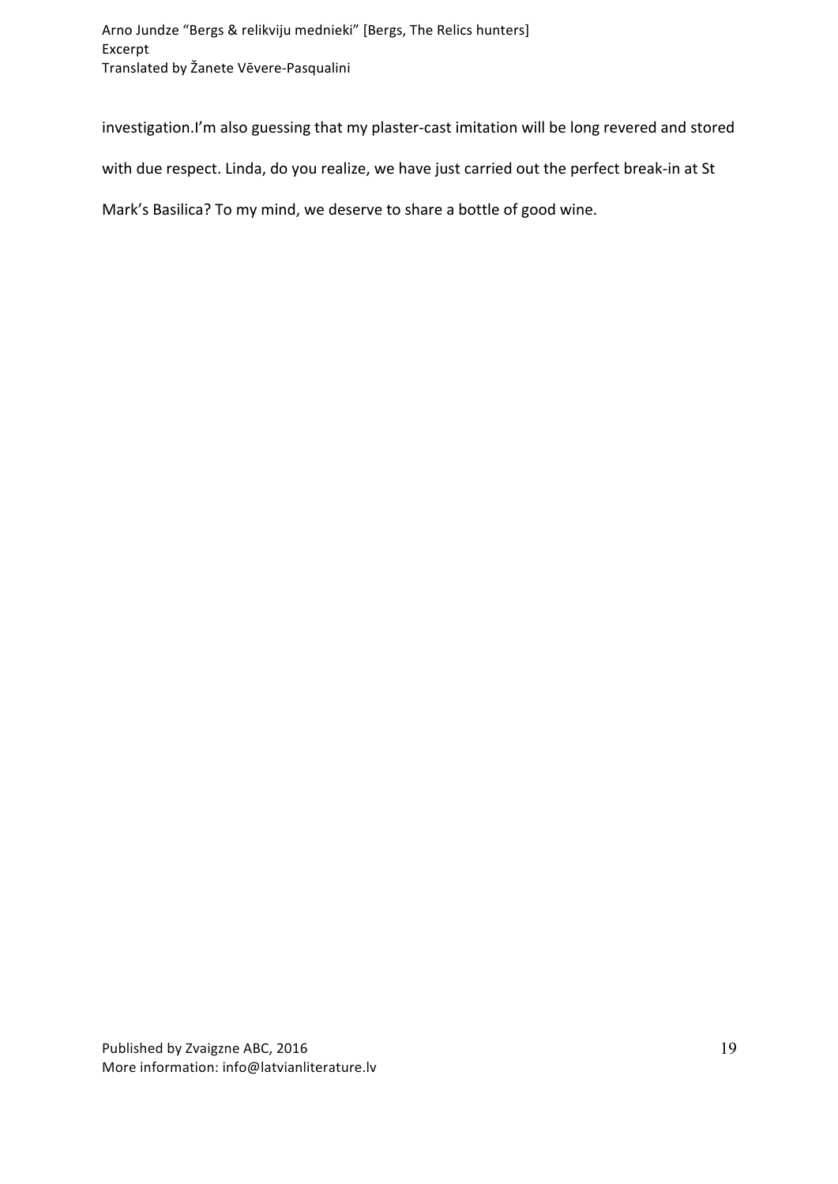investigation.I'm also guessing that my plaster-cast imitation will be long revered and stored with due respect. Linda, do you realize, we have just carried out the perfect break-in at St Mark's Basilica? To my mind, we deserve to share a bottle of good wine.